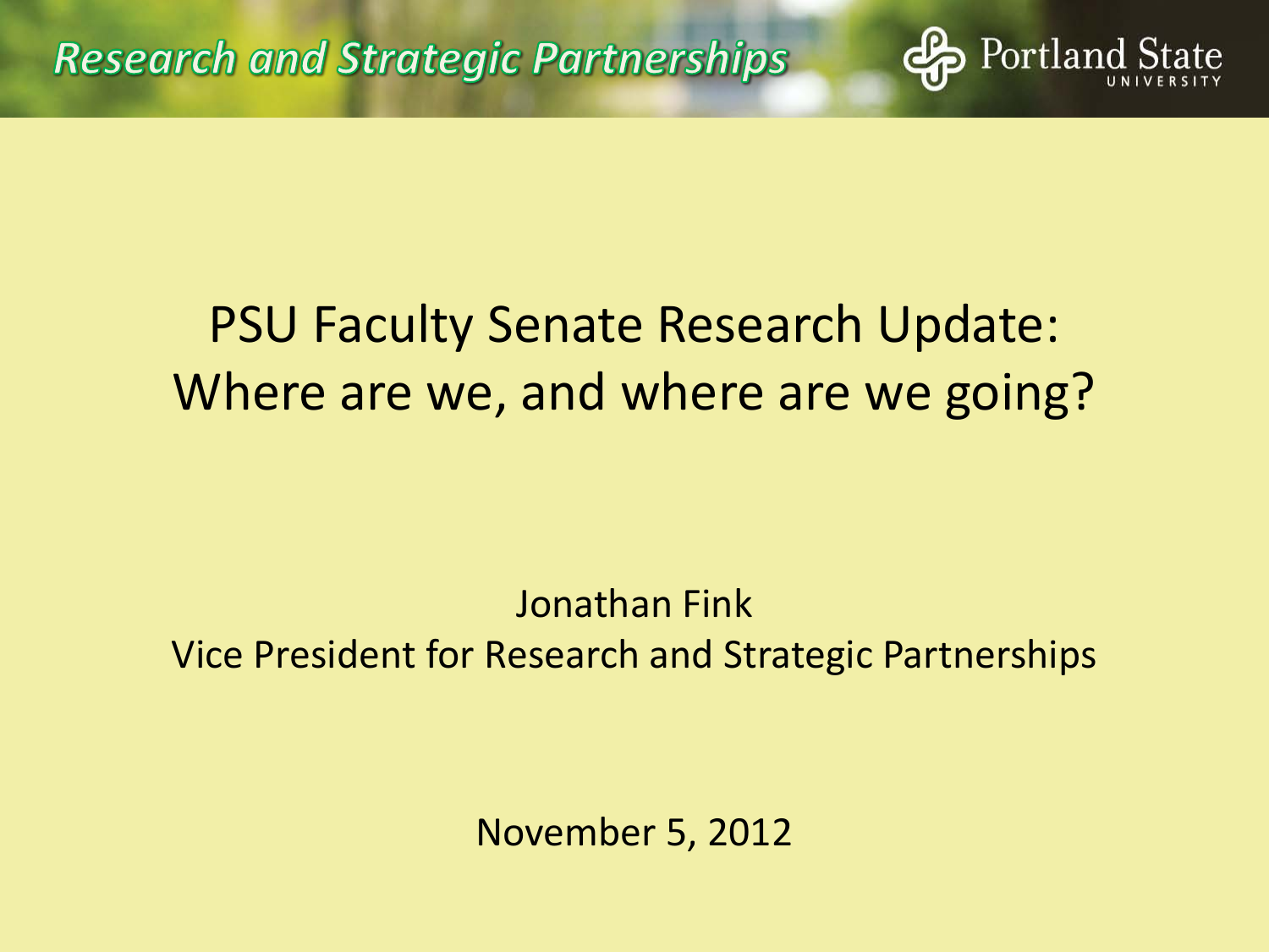Research and Strategic Partnerships

Portland State University

# PSU Faculty Senate Research Update: Where are we, and where are we going?

Jonathan Fink
Vice President for Research and Strategic Partnerships

November 5, 2012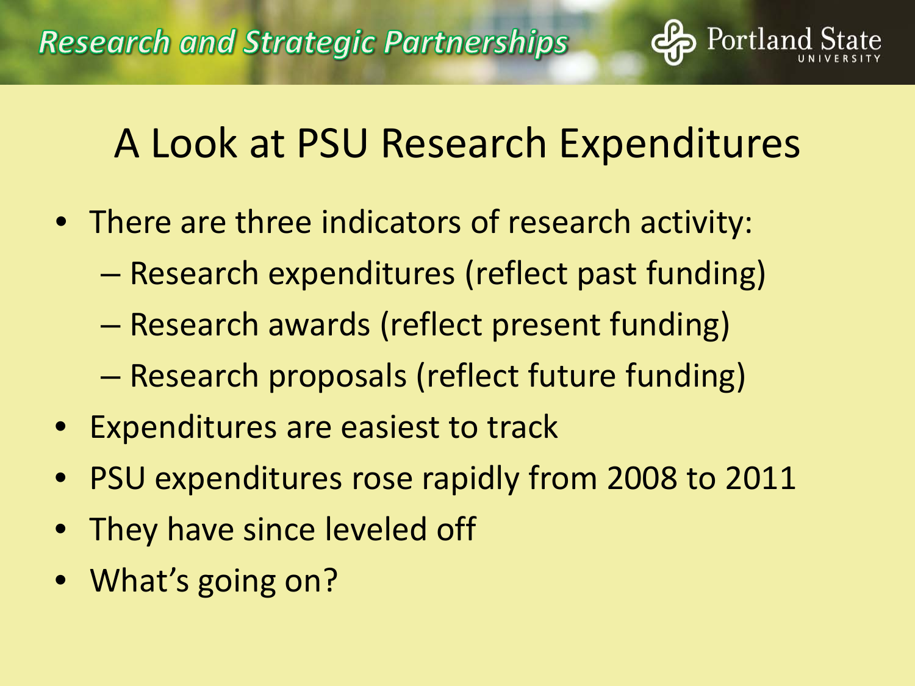# A Look at PSU Research Expenditures

- There are three indicators of research activity:
  - Research expenditures (reflect past funding)
  - Research awards (reflect present funding)
  - Research proposals (reflect future funding)
- Expenditures are easiest to track
- PSU expenditures rose rapidly from 2008 to 2011
- They have since leveled off
- What's going on?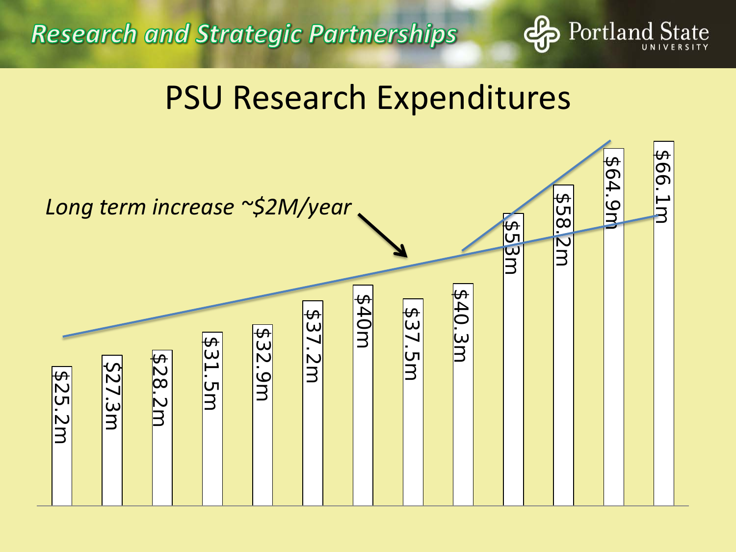Research and Strategic Partnerships

# PSU Research Expenditures

*Long term increase ~$2M/year*

$25.2m

$27.3m

$28.2m

$31.5m

$32.9m

$37.2m

$40m

$37.5m

$40.3m

$53m

$58.2m

$64.9m

$66.1m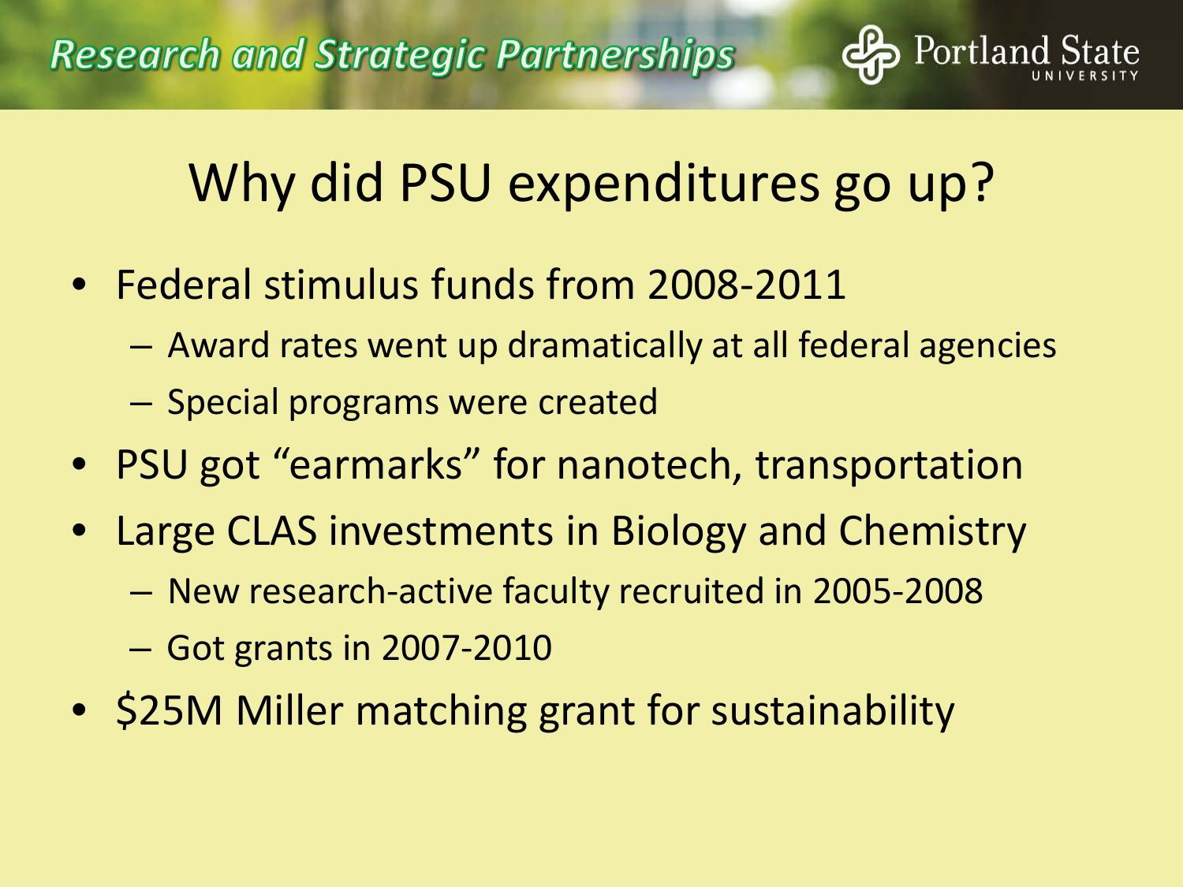# Why did PSU expenditures go up?

- Federal stimulus funds from 2008-2011
  - Award rates went up dramatically at all federal agencies
  - Special programs were created
- PSU got "earmarks" for nanotech, transportation
- Large CLAS investments in Biology and Chemistry
  - New research-active faculty recruited in 2005-2008
  - Got grants in 2007-2010
- $25M Miller matching grant for sustainability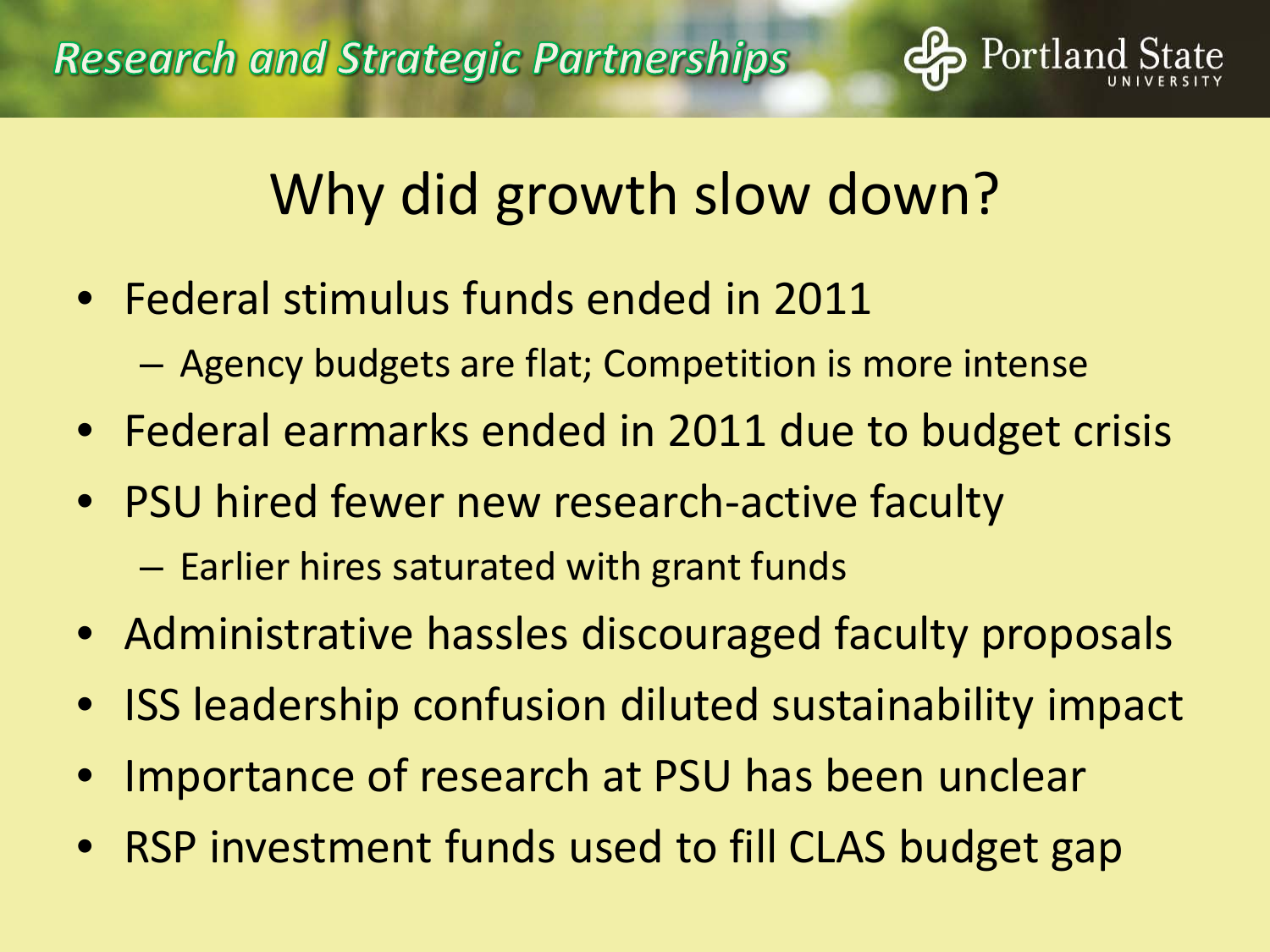# Why did growth slow down?

- Federal stimulus funds ended in 2011
  - Agency budgets are flat; Competition is more intense
- Federal earmarks ended in 2011 due to budget crisis
- PSU hired fewer new research-active faculty
  - Earlier hires saturated with grant funds
- Administrative hassles discouraged faculty proposals
- ISS leadership confusion diluted sustainability impact
- Importance of research at PSU has been unclear
- RSP investment funds used to fill CLAS budget gap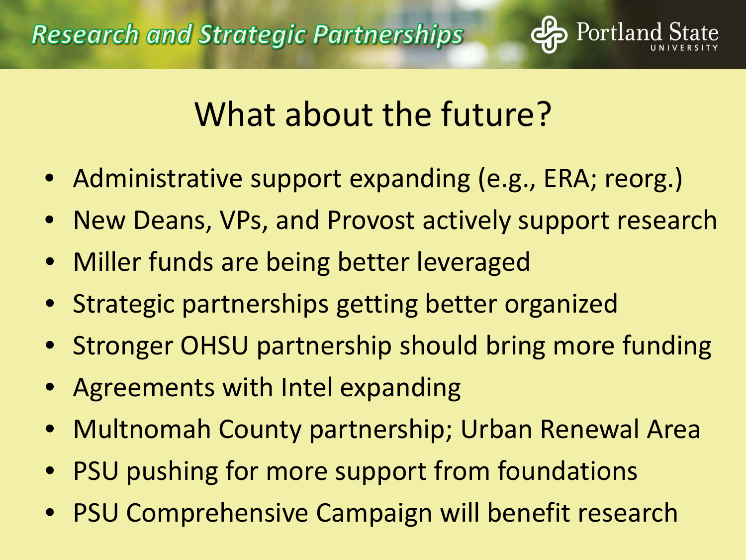# What about the future?

- Administrative support expanding (e.g., ERA; reorg.)
- New Deans, VPs, and Provost actively support research
- Miller funds are being better leveraged
- Strategic partnerships getting better organized
- Stronger OHSU partnership should bring more funding
- Agreements with Intel expanding
- Multnomah County partnership; Urban Renewal Area
- PSU pushing for more support from foundations
- PSU Comprehensive Campaign will benefit research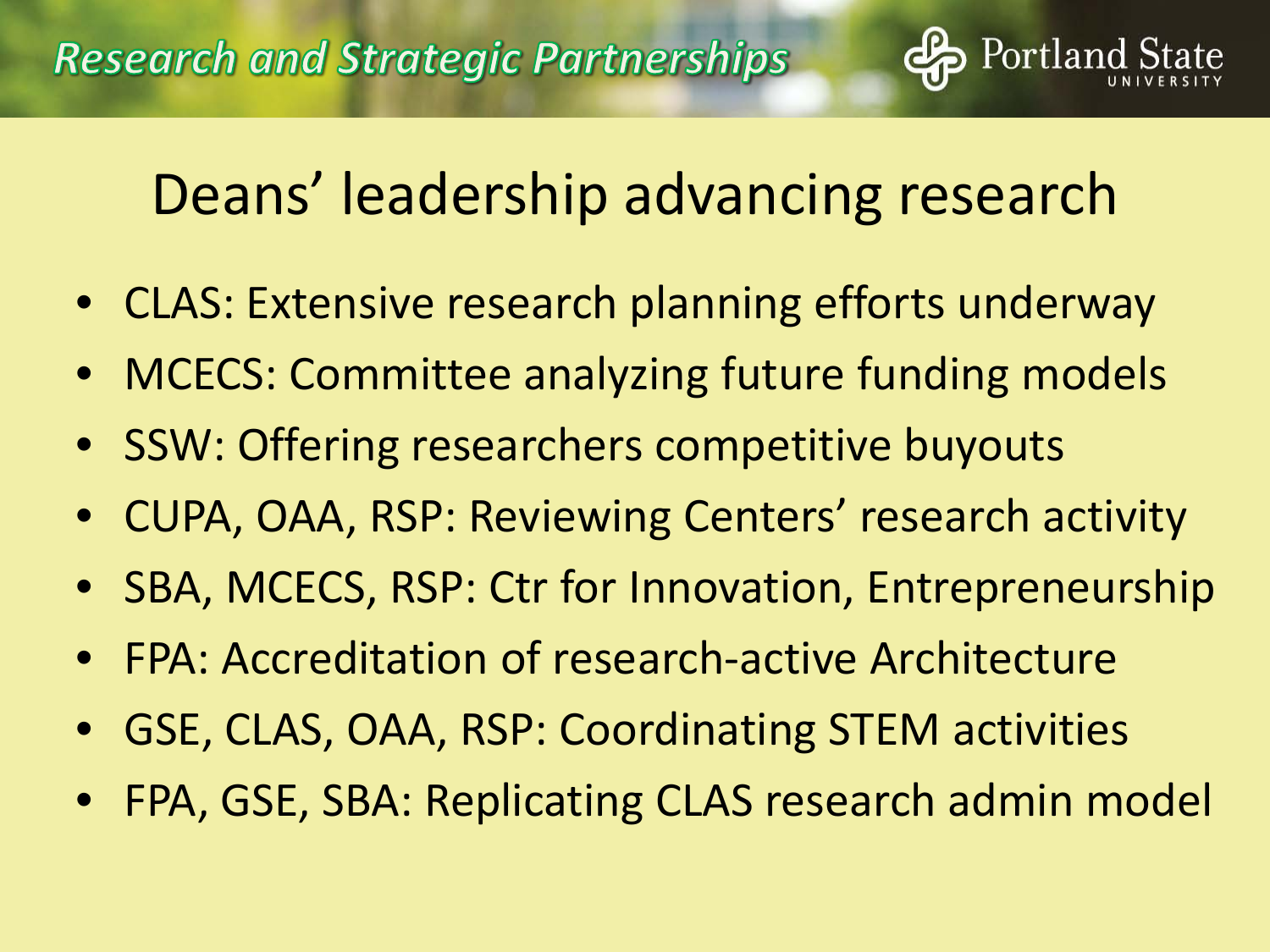# Deans' leadership advancing research

- CLAS: Extensive research planning efforts underway
- MCECS: Committee analyzing future funding models
- SSW: Offering researchers competitive buyouts
- CUPA, OAA, RSP: Reviewing Centers' research activity
- SBA, MCECS, RSP: Ctr for Innovation, Entrepreneurship
- FPA: Accreditation of research-active Architecture
- GSE, CLAS, OAA, RSP: Coordinating STEM activities
- FPA, GSE, SBA: Replicating CLAS research admin model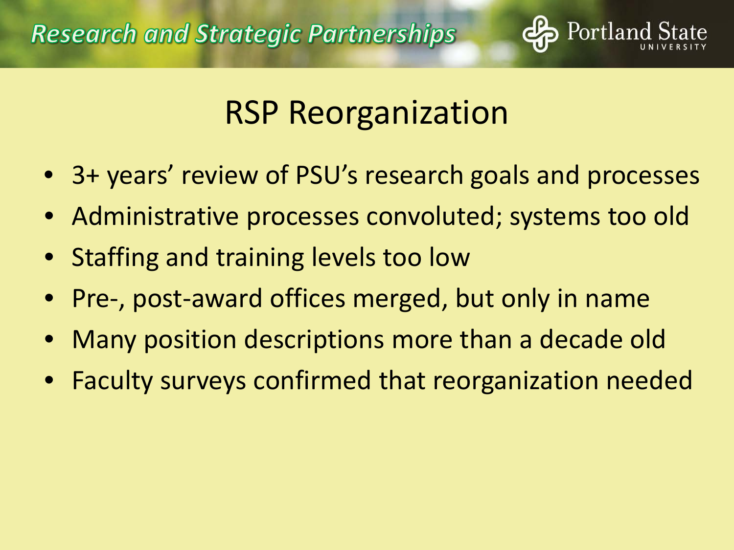# RSP Reorganization

- 3+ years' review of PSU's research goals and processes
- Administrative processes convoluted; systems too old
- Staffing and training levels too low
- Pre-, post-award offices merged, but only in name
- Many position descriptions more than a decade old
- Faculty surveys confirmed that reorganization needed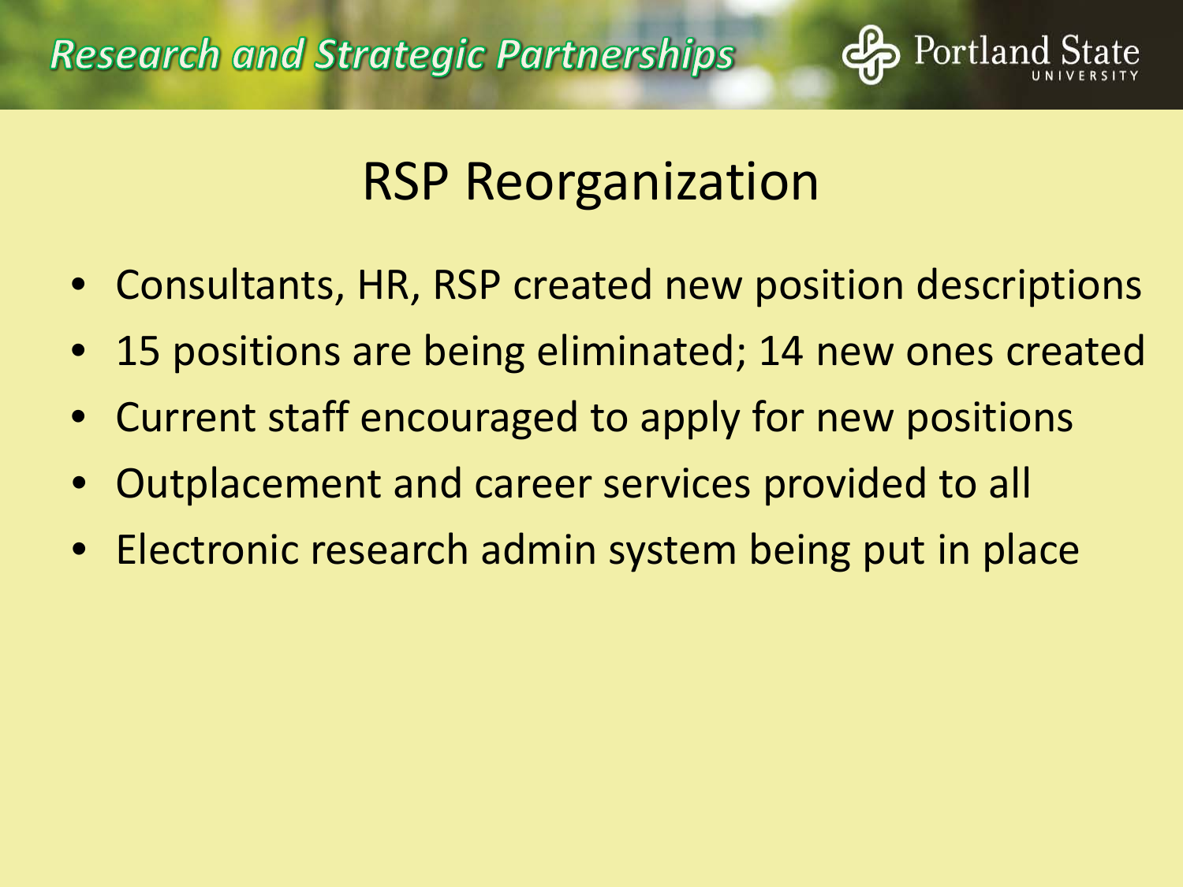# RSP Reorganization

- Consultants, HR, RSP created new position descriptions
- 15 positions are being eliminated; 14 new ones created
- Current staff encouraged to apply for new positions
- Outplacement and career services provided to all
- Electronic research admin system being put in place